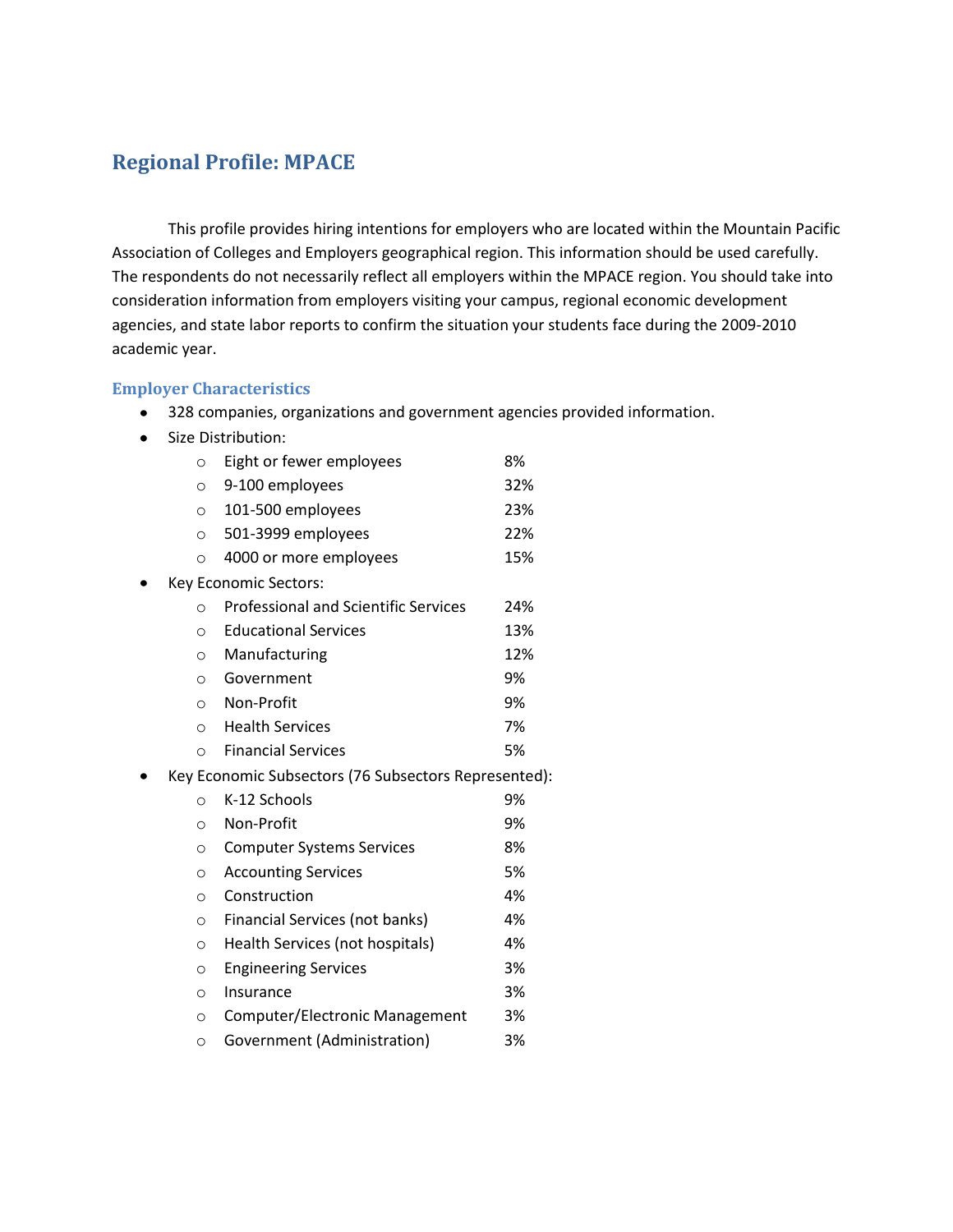## Regional Profile: MPACE

This profile provides hiring intentions for employers who are located within the Mountain Pacific Association of Colleges and Employers geographical region. This information should be used carefully. The respondents do not necessarily reflect all employers within the MPACE region. You should take into consideration information from employers visiting your campus, regional economic development agencies, and state labor reports to confirm the situation your students face during the 2009-2010 academic year.

### Employer Characteristics

- 328 companies, organizations and government agencies provided information.
- Size Distribution:
  - Eight or fewer employees 8%
  - 9-100 employees 32%
  - 101-500 employees 23%
  - 501-3999 employees 22%
  - 4000 or more employees 15%
- Key Economic Sectors:
  - Professional and Scientific Services 24%
  - Educational Services 13%
  - Manufacturing 12%
  - Government 9%
  - Non-Profit 9%
  - Health Services 7%
  - Financial Services 5%
- Key Economic Subsectors (76 Subsectors Represented):
  - K-12 Schools 9%
  - Non-Profit 9%
  - Computer Systems Services 8%
  - Accounting Services 5%
  - Construction 4%
  - Financial Services (not banks) 4%
  - Health Services (not hospitals) 4%
  - Engineering Services 3%
  - Insurance 3%
  - Computer/Electronic Management 3%
  - Government (Administration) 3%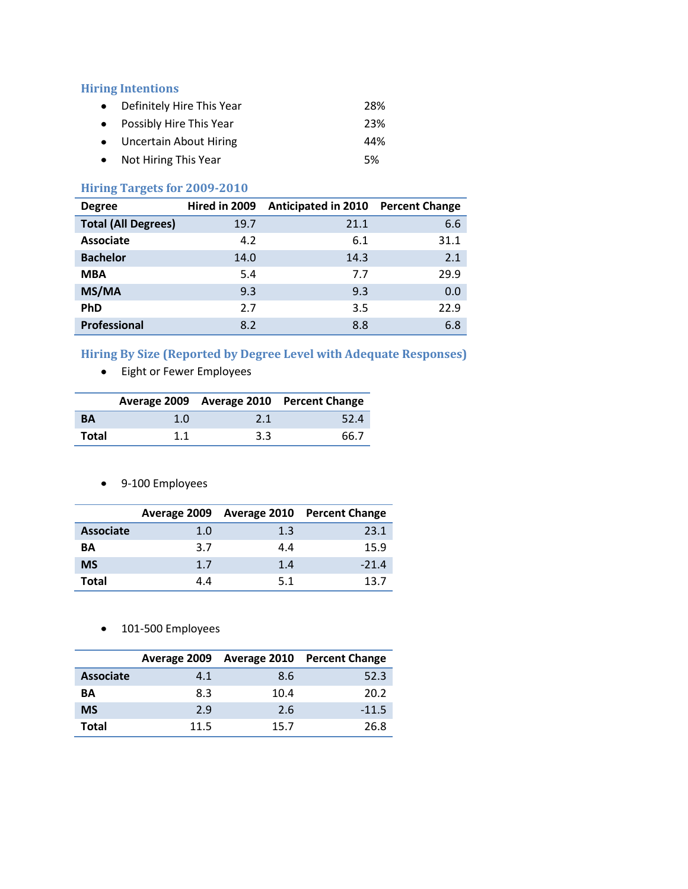### Hiring Intentions

- Definitely Hire This Year 28%
- Possibly Hire This Year 23%
- Uncertain About Hiring 44%
- Not Hiring This Year 5%

### Hiring Targets for 2009-2010

| Degree | Hired in 2009 | Anticipated in 2010 | Percent Change |
|---|---|---|---|
| **Total (All Degrees)** | 19.7 | 21.1 | 6.6 |
| **Associate** | 4.2 | 6.1 | 31.1 |
| **Bachelor** | 14.0 | 14.3 | 2.1 |
| **MBA** | 5.4 | 7.7 | 29.9 |
| **MS/MA** | 9.3 | 9.3 | 0.0 |
| **PhD** | 2.7 | 3.5 | 22.9 |
| **Professional** | 8.2 | 8.8 | 6.8 |

### Hiring By Size (Reported by Degree Level with Adequate Responses)

- Eight or Fewer Employees

| | Average 2009 | Average 2010 | Percent Change |
|---|---|---|---|
| **BA** | 1.0 | 2.1 | 52.4 |
| **Total** | 1.1 | 3.3 | 66.7 |

- 9-100 Employees

| | Average 2009 | Average 2010 | Percent Change |
|---|---|---|---|
| **Associate** | 1.0 | 1.3 | 23.1 |
| **BA** | 3.7 | 4.4 | 15.9 |
| **MS** | 1.7 | 1.4 | -21.4 |
| **Total** | 4.4 | 5.1 | 13.7 |

- 101-500 Employees

| | Average 2009 | Average 2010 | Percent Change |
|---|---|---|---|
| **Associate** | 4.1 | 8.6 | 52.3 |
| **BA** | 8.3 | 10.4 | 20.2 |
| **MS** | 2.9 | 2.6 | -11.5 |
| **Total** | 11.5 | 15.7 | 26.8 |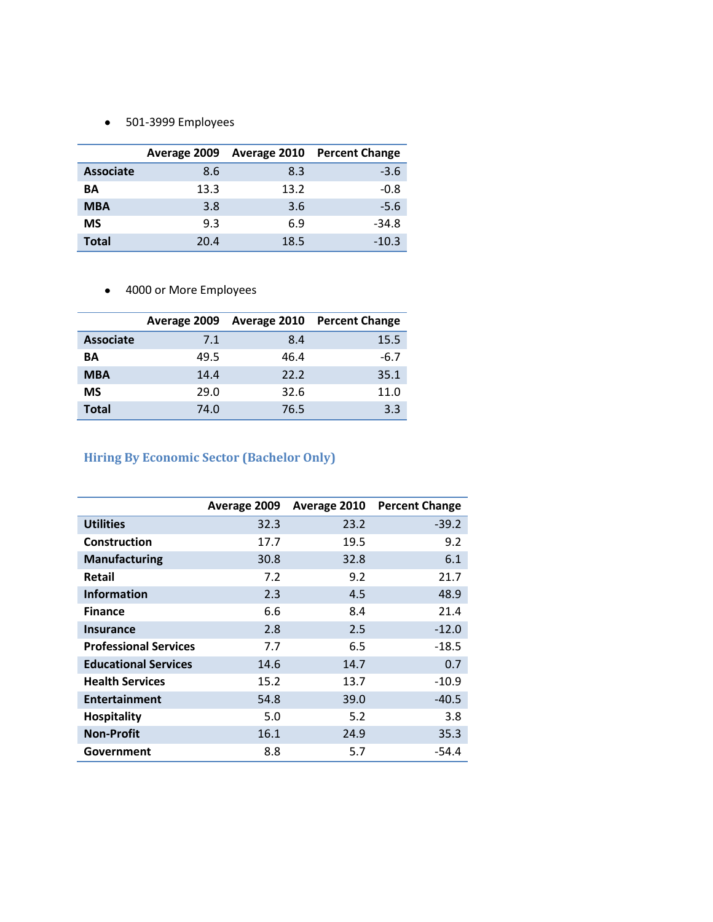- 501-3999 Employees

| | Average 2009 | Average 2010 | Percent Change |
|---|---|---|---|
| **Associate** | 8.6 | 8.3 | -3.6 |
| **BA** | 13.3 | 13.2 | -0.8 |
| **MBA** | 3.8 | 3.6 | -5.6 |
| **MS** | 9.3 | 6.9 | -34.8 |
| **Total** | 20.4 | 18.5 | -10.3 |

- 4000 or More Employees

| | Average 2009 | Average 2010 | Percent Change |
|---|---|---|---|
| **Associate** | 7.1 | 8.4 | 15.5 |
| **BA** | 49.5 | 46.4 | -6.7 |
| **MBA** | 14.4 | 22.2 | 35.1 |
| **MS** | 29.0 | 32.6 | 11.0 |
| **Total** | 74.0 | 76.5 | 3.3 |

## Hiring By Economic Sector (Bachelor Only)

| | Average 2009 | Average 2010 | Percent Change |
|---|---|---|---|
| **Utilities** | 32.3 | 23.2 | -39.2 |
| **Construction** | 17.7 | 19.5 | 9.2 |
| **Manufacturing** | 30.8 | 32.8 | 6.1 |
| **Retail** | 7.2 | 9.2 | 21.7 |
| **Information** | 2.3 | 4.5 | 48.9 |
| **Finance** | 6.6 | 8.4 | 21.4 |
| **Insurance** | 2.8 | 2.5 | -12.0 |
| **Professional Services** | 7.7 | 6.5 | -18.5 |
| **Educational Services** | 14.6 | 14.7 | 0.7 |
| **Health Services** | 15.2 | 13.7 | -10.9 |
| **Entertainment** | 54.8 | 39.0 | -40.5 |
| **Hospitality** | 5.0 | 5.2 | 3.8 |
| **Non-Profit** | 16.1 | 24.9 | 35.3 |
| **Government** | 8.8 | 5.7 | -54.4 |